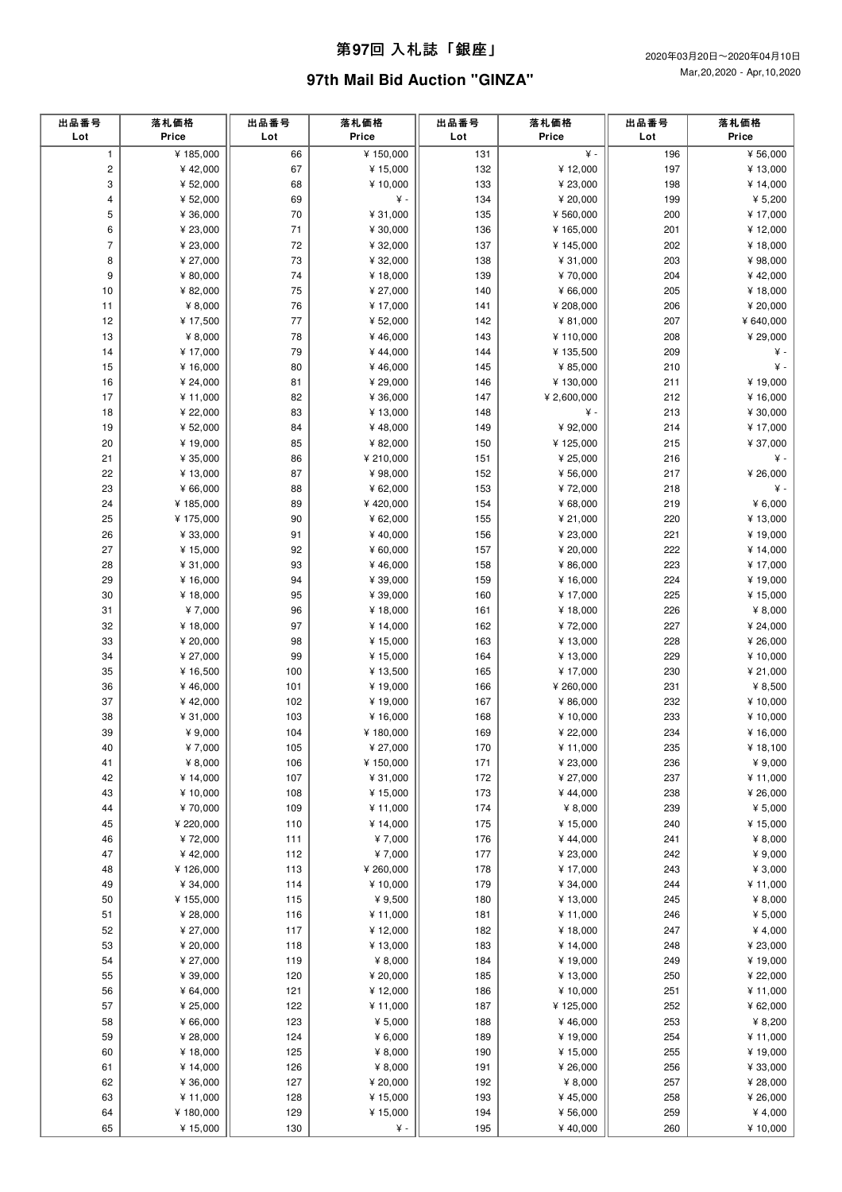# 第97回 入札誌「銀座」

## 97th Mail Bid Auction "GINZA"

2020年03月20日〜2020年04月10日
Mar,20,2020 - Apr,10,2020

| 出品番号<br>Lot | 落札価格<br>Price | 出品番号<br>Lot | 落札価格<br>Price | 出品番号<br>Lot | 落札価格<br>Price | 出品番号<br>Lot | 落札価格<br>Price |
|---|---|---|---|---|---|---|---|
| 1 | ¥ 185,000 | 66 | ¥ 150,000 | 131 | ¥ - | 196 | ¥ 56,000 |
| 2 | ¥ 42,000 | 67 | ¥ 15,000 | 132 | ¥ 12,000 | 197 | ¥ 13,000 |
| 3 | ¥ 52,000 | 68 | ¥ 10,000 | 133 | ¥ 23,000 | 198 | ¥ 14,000 |
| 4 | ¥ 52,000 | 69 | ¥ - | 134 | ¥ 20,000 | 199 | ¥ 5,200 |
| 5 | ¥ 36,000 | 70 | ¥ 31,000 | 135 | ¥ 560,000 | 200 | ¥ 17,000 |
| 6 | ¥ 23,000 | 71 | ¥ 30,000 | 136 | ¥ 165,000 | 201 | ¥ 12,000 |
| 7 | ¥ 23,000 | 72 | ¥ 32,000 | 137 | ¥ 145,000 | 202 | ¥ 18,000 |
| 8 | ¥ 27,000 | 73 | ¥ 32,000 | 138 | ¥ 31,000 | 203 | ¥ 98,000 |
| 9 | ¥ 80,000 | 74 | ¥ 18,000 | 139 | ¥ 70,000 | 204 | ¥ 42,000 |
| 10 | ¥ 82,000 | 75 | ¥ 27,000 | 140 | ¥ 66,000 | 205 | ¥ 18,000 |
| 11 | ¥ 8,000 | 76 | ¥ 17,000 | 141 | ¥ 208,000 | 206 | ¥ 20,000 |
| 12 | ¥ 17,500 | 77 | ¥ 52,000 | 142 | ¥ 81,000 | 207 | ¥ 640,000 |
| 13 | ¥ 8,000 | 78 | ¥ 46,000 | 143 | ¥ 110,000 | 208 | ¥ 29,000 |
| 14 | ¥ 17,000 | 79 | ¥ 44,000 | 144 | ¥ 135,500 | 209 | ¥ - |
| 15 | ¥ 16,000 | 80 | ¥ 46,000 | 145 | ¥ 85,000 | 210 | ¥ - |
| 16 | ¥ 24,000 | 81 | ¥ 29,000 | 146 | ¥ 130,000 | 211 | ¥ 19,000 |
| 17 | ¥ 11,000 | 82 | ¥ 36,000 | 147 | ¥ 2,600,000 | 212 | ¥ 16,000 |
| 18 | ¥ 22,000 | 83 | ¥ 13,000 | 148 | ¥ - | 213 | ¥ 30,000 |
| 19 | ¥ 52,000 | 84 | ¥ 48,000 | 149 | ¥ 92,000 | 214 | ¥ 17,000 |
| 20 | ¥ 19,000 | 85 | ¥ 82,000 | 150 | ¥ 125,000 | 215 | ¥ 37,000 |
| 21 | ¥ 35,000 | 86 | ¥ 210,000 | 151 | ¥ 25,000 | 216 | ¥ - |
| 22 | ¥ 13,000 | 87 | ¥ 98,000 | 152 | ¥ 56,000 | 217 | ¥ 26,000 |
| 23 | ¥ 66,000 | 88 | ¥ 62,000 | 153 | ¥ 72,000 | 218 | ¥ - |
| 24 | ¥ 185,000 | 89 | ¥ 420,000 | 154 | ¥ 68,000 | 219 | ¥ 6,000 |
| 25 | ¥ 175,000 | 90 | ¥ 62,000 | 155 | ¥ 21,000 | 220 | ¥ 13,000 |
| 26 | ¥ 33,000 | 91 | ¥ 40,000 | 156 | ¥ 23,000 | 221 | ¥ 19,000 |
| 27 | ¥ 15,000 | 92 | ¥ 60,000 | 157 | ¥ 20,000 | 222 | ¥ 14,000 |
| 28 | ¥ 31,000 | 93 | ¥ 46,000 | 158 | ¥ 86,000 | 223 | ¥ 17,000 |
| 29 | ¥ 16,000 | 94 | ¥ 39,000 | 159 | ¥ 16,000 | 224 | ¥ 19,000 |
| 30 | ¥ 18,000 | 95 | ¥ 39,000 | 160 | ¥ 17,000 | 225 | ¥ 15,000 |
| 31 | ¥ 7,000 | 96 | ¥ 18,000 | 161 | ¥ 18,000 | 226 | ¥ 8,000 |
| 32 | ¥ 18,000 | 97 | ¥ 14,000 | 162 | ¥ 72,000 | 227 | ¥ 24,000 |
| 33 | ¥ 20,000 | 98 | ¥ 15,000 | 163 | ¥ 13,000 | 228 | ¥ 26,000 |
| 34 | ¥ 27,000 | 99 | ¥ 15,000 | 164 | ¥ 13,000 | 229 | ¥ 10,000 |
| 35 | ¥ 16,500 | 100 | ¥ 13,500 | 165 | ¥ 17,000 | 230 | ¥ 21,000 |
| 36 | ¥ 46,000 | 101 | ¥ 19,000 | 166 | ¥ 260,000 | 231 | ¥ 8,500 |
| 37 | ¥ 42,000 | 102 | ¥ 19,000 | 167 | ¥ 86,000 | 232 | ¥ 10,000 |
| 38 | ¥ 31,000 | 103 | ¥ 16,000 | 168 | ¥ 10,000 | 233 | ¥ 10,000 |
| 39 | ¥ 9,000 | 104 | ¥ 180,000 | 169 | ¥ 22,000 | 234 | ¥ 16,000 |
| 40 | ¥ 7,000 | 105 | ¥ 27,000 | 170 | ¥ 11,000 | 235 | ¥ 18,100 |
| 41 | ¥ 8,000 | 106 | ¥ 150,000 | 171 | ¥ 23,000 | 236 | ¥ 9,000 |
| 42 | ¥ 14,000 | 107 | ¥ 31,000 | 172 | ¥ 27,000 | 237 | ¥ 11,000 |
| 43 | ¥ 10,000 | 108 | ¥ 15,000 | 173 | ¥ 44,000 | 238 | ¥ 26,000 |
| 44 | ¥ 70,000 | 109 | ¥ 11,000 | 174 | ¥ 8,000 | 239 | ¥ 5,000 |
| 45 | ¥ 220,000 | 110 | ¥ 14,000 | 175 | ¥ 15,000 | 240 | ¥ 15,000 |
| 46 | ¥ 72,000 | 111 | ¥ 7,000 | 176 | ¥ 44,000 | 241 | ¥ 8,000 |
| 47 | ¥ 42,000 | 112 | ¥ 7,000 | 177 | ¥ 23,000 | 242 | ¥ 9,000 |
| 48 | ¥ 126,000 | 113 | ¥ 260,000 | 178 | ¥ 17,000 | 243 | ¥ 3,000 |
| 49 | ¥ 34,000 | 114 | ¥ 10,000 | 179 | ¥ 34,000 | 244 | ¥ 11,000 |
| 50 | ¥ 155,000 | 115 | ¥ 9,500 | 180 | ¥ 13,000 | 245 | ¥ 8,000 |
| 51 | ¥ 28,000 | 116 | ¥ 11,000 | 181 | ¥ 11,000 | 246 | ¥ 5,000 |
| 52 | ¥ 27,000 | 117 | ¥ 12,000 | 182 | ¥ 18,000 | 247 | ¥ 4,000 |
| 53 | ¥ 20,000 | 118 | ¥ 13,000 | 183 | ¥ 14,000 | 248 | ¥ 23,000 |
| 54 | ¥ 27,000 | 119 | ¥ 8,000 | 184 | ¥ 19,000 | 249 | ¥ 19,000 |
| 55 | ¥ 39,000 | 120 | ¥ 20,000 | 185 | ¥ 13,000 | 250 | ¥ 22,000 |
| 56 | ¥ 64,000 | 121 | ¥ 12,000 | 186 | ¥ 10,000 | 251 | ¥ 11,000 |
| 57 | ¥ 25,000 | 122 | ¥ 11,000 | 187 | ¥ 125,000 | 252 | ¥ 62,000 |
| 58 | ¥ 66,000 | 123 | ¥ 5,000 | 188 | ¥ 46,000 | 253 | ¥ 8,200 |
| 59 | ¥ 28,000 | 124 | ¥ 6,000 | 189 | ¥ 19,000 | 254 | ¥ 11,000 |
| 60 | ¥ 18,000 | 125 | ¥ 8,000 | 190 | ¥ 15,000 | 255 | ¥ 19,000 |
| 61 | ¥ 14,000 | 126 | ¥ 8,000 | 191 | ¥ 26,000 | 256 | ¥ 33,000 |
| 62 | ¥ 36,000 | 127 | ¥ 20,000 | 192 | ¥ 8,000 | 257 | ¥ 28,000 |
| 63 | ¥ 11,000 | 128 | ¥ 15,000 | 193 | ¥ 45,000 | 258 | ¥ 26,000 |
| 64 | ¥ 180,000 | 129 | ¥ 15,000 | 194 | ¥ 56,000 | 259 | ¥ 4,000 |
| 65 | ¥ 15,000 | 130 | ¥ - | 195 | ¥ 40,000 | 260 | ¥ 10,000 |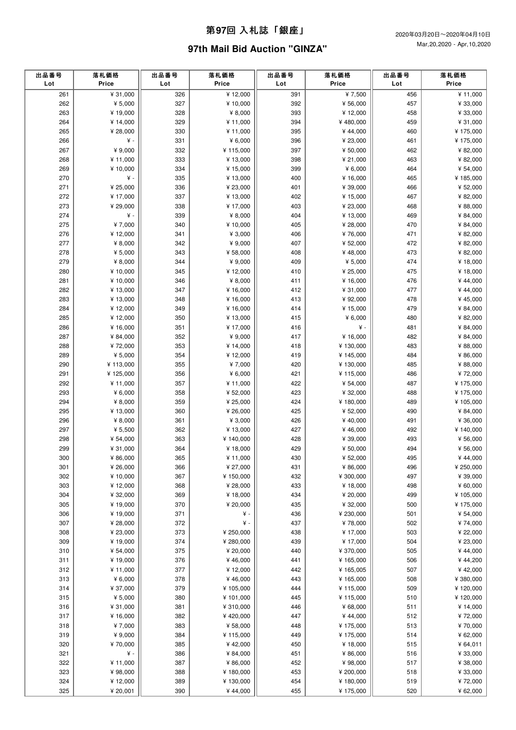# 第97回 入札誌「銀座」

2020年03月20日～2020年04月10日
Mar,20,2020 - Apr,10,2020

## 97th Mail Bid Auction "GINZA"

| 出品番号 Lot | 落札価格 Price | 出品番号 Lot | 落札価格 Price | 出品番号 Lot | 落札価格 Price | 出品番号 Lot | 落札価格 Price |
|---|---|---|---|---|---|---|---|
| 261 | ¥ 31,000 | 326 | ¥ 12,000 | 391 | ¥ 7,500 | 456 | ¥ 11,000 |
| 262 | ¥ 5,000 | 327 | ¥ 10,000 | 392 | ¥ 56,000 | 457 | ¥ 33,000 |
| 263 | ¥ 19,000 | 328 | ¥ 8,000 | 393 | ¥ 12,000 | 458 | ¥ 33,000 |
| 264 | ¥ 14,000 | 329 | ¥ 11,000 | 394 | ¥ 480,000 | 459 | ¥ 31,000 |
| 265 | ¥ 28,000 | 330 | ¥ 11,000 | 395 | ¥ 44,000 | 460 | ¥ 175,000 |
| 266 | ¥ - | 331 | ¥ 6,000 | 396 | ¥ 23,000 | 461 | ¥ 175,000 |
| 267 | ¥ 9,000 | 332 | ¥ 115,000 | 397 | ¥ 50,000 | 462 | ¥ 82,000 |
| 268 | ¥ 11,000 | 333 | ¥ 13,000 | 398 | ¥ 21,000 | 463 | ¥ 82,000 |
| 269 | ¥ 10,000 | 334 | ¥ 15,000 | 399 | ¥ 6,000 | 464 | ¥ 54,000 |
| 270 | ¥ - | 335 | ¥ 13,000 | 400 | ¥ 16,000 | 465 | ¥ 185,000 |
| 271 | ¥ 25,000 | 336 | ¥ 23,000 | 401 | ¥ 39,000 | 466 | ¥ 52,000 |
| 272 | ¥ 17,000 | 337 | ¥ 13,000 | 402 | ¥ 15,000 | 467 | ¥ 82,000 |
| 273 | ¥ 29,000 | 338 | ¥ 17,000 | 403 | ¥ 23,000 | 468 | ¥ 88,000 |
| 274 | ¥ - | 339 | ¥ 8,000 | 404 | ¥ 13,000 | 469 | ¥ 84,000 |
| 275 | ¥ 7,000 | 340 | ¥ 10,000 | 405 | ¥ 28,000 | 470 | ¥ 84,000 |
| 276 | ¥ 12,000 | 341 | ¥ 3,000 | 406 | ¥ 76,000 | 471 | ¥ 82,000 |
| 277 | ¥ 8,000 | 342 | ¥ 9,000 | 407 | ¥ 52,000 | 472 | ¥ 82,000 |
| 278 | ¥ 5,000 | 343 | ¥ 58,000 | 408 | ¥ 48,000 | 473 | ¥ 82,000 |
| 279 | ¥ 8,000 | 344 | ¥ 9,000 | 409 | ¥ 5,000 | 474 | ¥ 18,000 |
| 280 | ¥ 10,000 | 345 | ¥ 12,000 | 410 | ¥ 25,000 | 475 | ¥ 18,000 |
| 281 | ¥ 10,000 | 346 | ¥ 8,000 | 411 | ¥ 16,000 | 476 | ¥ 44,000 |
| 282 | ¥ 13,000 | 347 | ¥ 16,000 | 412 | ¥ 31,000 | 477 | ¥ 44,000 |
| 283 | ¥ 13,000 | 348 | ¥ 16,000 | 413 | ¥ 92,000 | 478 | ¥ 45,000 |
| 284 | ¥ 12,000 | 349 | ¥ 16,000 | 414 | ¥ 15,000 | 479 | ¥ 84,000 |
| 285 | ¥ 12,000 | 350 | ¥ 13,000 | 415 | ¥ 6,000 | 480 | ¥ 82,000 |
| 286 | ¥ 16,000 | 351 | ¥ 17,000 | 416 | ¥ - | 481 | ¥ 84,000 |
| 287 | ¥ 84,000 | 352 | ¥ 9,000 | 417 | ¥ 16,000 | 482 | ¥ 84,000 |
| 288 | ¥ 72,000 | 353 | ¥ 14,000 | 418 | ¥ 130,000 | 483 | ¥ 88,000 |
| 289 | ¥ 5,000 | 354 | ¥ 12,000 | 419 | ¥ 145,000 | 484 | ¥ 86,000 |
| 290 | ¥ 113,000 | 355 | ¥ 7,000 | 420 | ¥ 130,000 | 485 | ¥ 88,000 |
| 291 | ¥ 125,000 | 356 | ¥ 6,000 | 421 | ¥ 115,000 | 486 | ¥ 72,000 |
| 292 | ¥ 11,000 | 357 | ¥ 11,000 | 422 | ¥ 54,000 | 487 | ¥ 175,000 |
| 293 | ¥ 6,000 | 358 | ¥ 52,000 | 423 | ¥ 32,000 | 488 | ¥ 175,000 |
| 294 | ¥ 8,000 | 359 | ¥ 25,000 | 424 | ¥ 180,000 | 489 | ¥ 105,000 |
| 295 | ¥ 13,000 | 360 | ¥ 26,000 | 425 | ¥ 52,000 | 490 | ¥ 84,000 |
| 296 | ¥ 8,000 | 361 | ¥ 3,000 | 426 | ¥ 40,000 | 491 | ¥ 36,000 |
| 297 | ¥ 5,500 | 362 | ¥ 13,000 | 427 | ¥ 46,000 | 492 | ¥ 140,000 |
| 298 | ¥ 54,000 | 363 | ¥ 140,000 | 428 | ¥ 39,000 | 493 | ¥ 56,000 |
| 299 | ¥ 31,000 | 364 | ¥ 18,000 | 429 | ¥ 50,000 | 494 | ¥ 56,000 |
| 300 | ¥ 86,000 | 365 | ¥ 11,000 | 430 | ¥ 52,000 | 495 | ¥ 44,000 |
| 301 | ¥ 26,000 | 366 | ¥ 27,000 | 431 | ¥ 86,000 | 496 | ¥ 250,000 |
| 302 | ¥ 10,000 | 367 | ¥ 150,000 | 432 | ¥ 300,000 | 497 | ¥ 39,000 |
| 303 | ¥ 12,000 | 368 | ¥ 28,000 | 433 | ¥ 18,000 | 498 | ¥ 60,000 |
| 304 | ¥ 32,000 | 369 | ¥ 18,000 | 434 | ¥ 20,000 | 499 | ¥ 105,000 |
| 305 | ¥ 19,000 | 370 | ¥ 20,000 | 435 | ¥ 32,000 | 500 | ¥ 175,000 |
| 306 | ¥ 19,000 | 371 | ¥ - | 436 | ¥ 230,000 | 501 | ¥ 54,000 |
| 307 | ¥ 28,000 | 372 | ¥ - | 437 | ¥ 78,000 | 502 | ¥ 74,000 |
| 308 | ¥ 23,000 | 373 | ¥ 250,000 | 438 | ¥ 17,000 | 503 | ¥ 22,000 |
| 309 | ¥ 19,000 | 374 | ¥ 280,000 | 439 | ¥ 17,000 | 504 | ¥ 23,000 |
| 310 | ¥ 54,000 | 375 | ¥ 20,000 | 440 | ¥ 370,000 | 505 | ¥ 44,000 |
| 311 | ¥ 19,000 | 376 | ¥ 46,000 | 441 | ¥ 165,000 | 506 | ¥ 44,200 |
| 312 | ¥ 11,000 | 377 | ¥ 12,000 | 442 | ¥ 165,005 | 507 | ¥ 42,000 |
| 313 | ¥ 6,000 | 378 | ¥ 46,000 | 443 | ¥ 165,000 | 508 | ¥ 380,000 |
| 314 | ¥ 37,000 | 379 | ¥ 105,000 | 444 | ¥ 115,000 | 509 | ¥ 120,000 |
| 315 | ¥ 5,000 | 380 | ¥ 101,000 | 445 | ¥ 115,000 | 510 | ¥ 120,000 |
| 316 | ¥ 31,000 | 381 | ¥ 310,000 | 446 | ¥ 68,000 | 511 | ¥ 14,000 |
| 317 | ¥ 16,000 | 382 | ¥ 420,000 | 447 | ¥ 44,000 | 512 | ¥ 72,000 |
| 318 | ¥ 7,000 | 383 | ¥ 58,000 | 448 | ¥ 175,000 | 513 | ¥ 70,000 |
| 319 | ¥ 9,000 | 384 | ¥ 115,000 | 449 | ¥ 175,000 | 514 | ¥ 62,000 |
| 320 | ¥ 70,000 | 385 | ¥ 42,000 | 450 | ¥ 18,000 | 515 | ¥ 64,011 |
| 321 | ¥ - | 386 | ¥ 84,000 | 451 | ¥ 86,000 | 516 | ¥ 33,000 |
| 322 | ¥ 11,000 | 387 | ¥ 86,000 | 452 | ¥ 98,000 | 517 | ¥ 38,000 |
| 323 | ¥ 98,000 | 388 | ¥ 180,000 | 453 | ¥ 200,000 | 518 | ¥ 33,000 |
| 324 | ¥ 12,000 | 389 | ¥ 130,000 | 454 | ¥ 180,000 | 519 | ¥ 72,000 |
| 325 | ¥ 20,001 | 390 | ¥ 44,000 | 455 | ¥ 175,000 | 520 | ¥ 62,000 |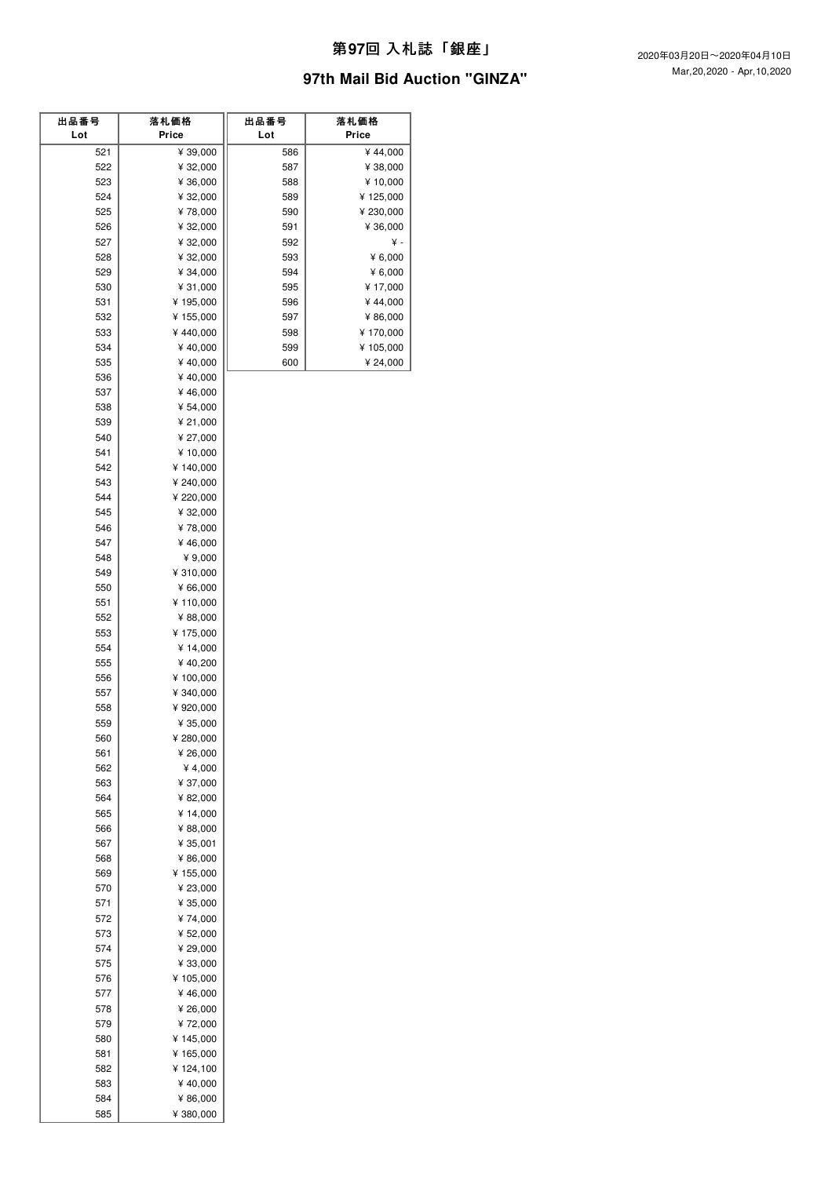| 出品番号 Lot | 落札価格 Price |
|---|---|
| 521 | ¥ 39,000 |
| 522 | ¥ 32,000 |
| 523 | ¥ 36,000 |
| 524 | ¥ 32,000 |
| 525 | ¥ 78,000 |
| 526 | ¥ 32,000 |
| 527 | ¥ 32,000 |
| 528 | ¥ 32,000 |
| 529 | ¥ 34,000 |
| 530 | ¥ 31,000 |
| 531 | ¥ 195,000 |
| 532 | ¥ 155,000 |
| 533 | ¥ 440,000 |
| 534 | ¥ 40,000 |
| 535 | ¥ 40,000 |
| 536 | ¥ 40,000 |
| 537 | ¥ 46,000 |
| 538 | ¥ 54,000 |
| 539 | ¥ 21,000 |
| 540 | ¥ 27,000 |
| 541 | ¥ 10,000 |
| 542 | ¥ 140,000 |
| 543 | ¥ 240,000 |
| 544 | ¥ 220,000 |
| 545 | ¥ 32,000 |
| 546 | ¥ 78,000 |
| 547 | ¥ 46,000 |
| 548 | ¥ 9,000 |
| 549 | ¥ 310,000 |
| 550 | ¥ 66,000 |
| 551 | ¥ 110,000 |
| 552 | ¥ 88,000 |
| 553 | ¥ 175,000 |
| 554 | ¥ 14,000 |
| 555 | ¥ 40,200 |
| 556 | ¥ 100,000 |
| 557 | ¥ 340,000 |
| 558 | ¥ 920,000 |
| 559 | ¥ 35,000 |
| 560 | ¥ 280,000 |
| 561 | ¥ 26,000 |
| 562 | ¥ 4,000 |
| 563 | ¥ 37,000 |
| 564 | ¥ 82,000 |
| 565 | ¥ 14,000 |
| 566 | ¥ 88,000 |
| 567 | ¥ 35,001 |
| 568 | ¥ 86,000 |
| 569 | ¥ 155,000 |
| 570 | ¥ 23,000 |
| 571 | ¥ 35,000 |
| 572 | ¥ 74,000 |
| 573 | ¥ 52,000 |
| 574 | ¥ 29,000 |
| 575 | ¥ 33,000 |
| 576 | ¥ 105,000 |
| 577 | ¥ 46,000 |
| 578 | ¥ 26,000 |
| 579 | ¥ 72,000 |
| 580 | ¥ 145,000 |
| 581 | ¥ 165,000 |
| 582 | ¥ 124,100 |
| 583 | ¥ 40,000 |
| 584 | ¥ 86,000 |
| 585 | ¥ 380,000 |
| 586 | ¥ 44,000 |
| 587 | ¥ 38,000 |
| 588 | ¥ 10,000 |
| 589 | ¥ 125,000 |
| 590 | ¥ 230,000 |
| 591 | ¥ 36,000 |
| 592 | ¥ - |
| 593 | ¥ 6,000 |
| 594 | ¥ 6,000 |
| 595 | ¥ 17,000 |
| 596 | ¥ 44,000 |
| 597 | ¥ 86,000 |
| 598 | ¥ 170,000 |
| 599 | ¥ 105,000 |
| 600 | ¥ 24,000 |